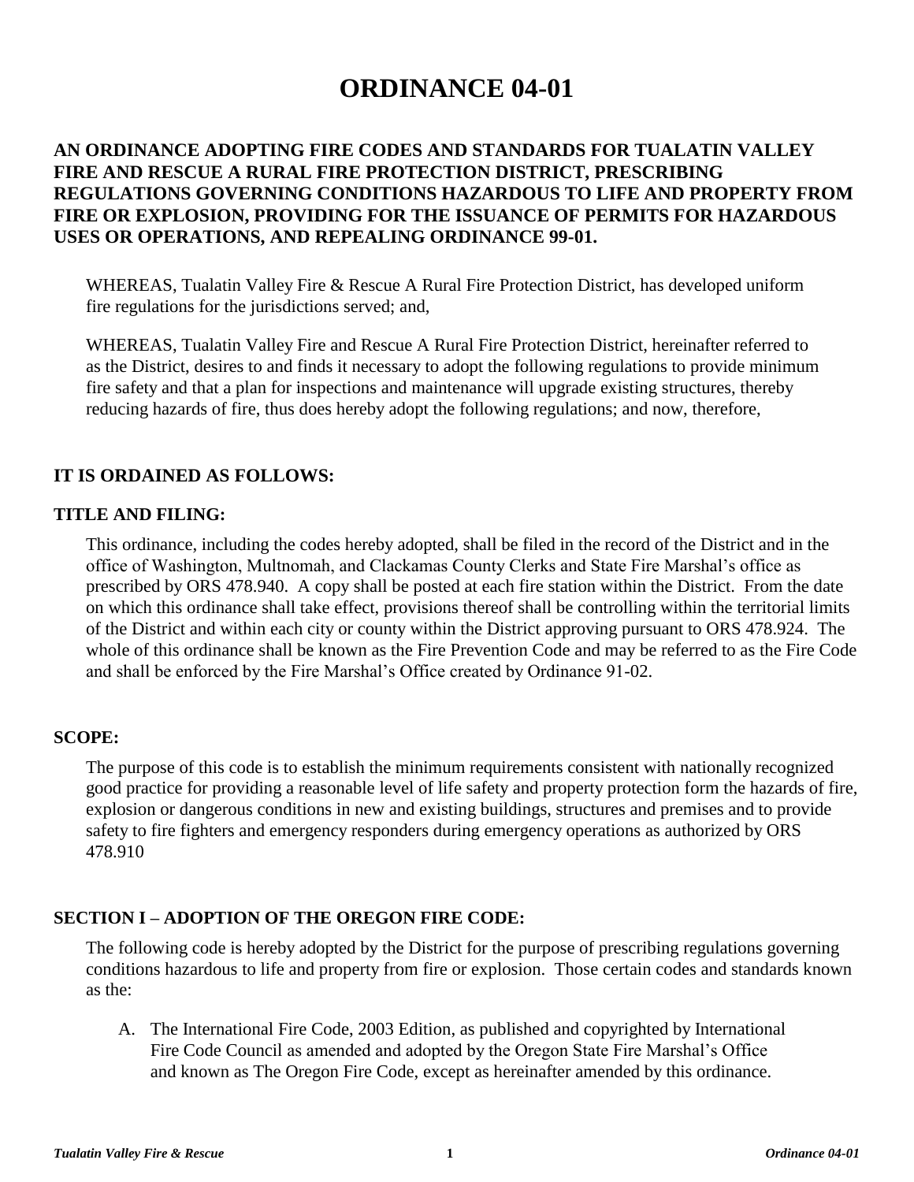# ORDINANCE 04-01

**AN ORDINANCE ADOPTING FIRE CODES AND STANDARDS FOR TUALATIN VALLEY FIRE AND RESCUE A RURAL FIRE PROTECTION DISTRICT, PRESCRIBING REGULATIONS GOVERNING CONDITIONS HAZARDOUS TO LIFE AND PROPERTY FROM FIRE OR EXPLOSION, PROVIDING FOR THE ISSUANCE OF PERMITS FOR HAZARDOUS USES OR OPERATIONS, AND REPEALING ORDINANCE 99-01.**

WHEREAS, Tualatin Valley Fire & Rescue A Rural Fire Protection District, has developed uniform fire regulations for the jurisdictions served; and,

WHEREAS, Tualatin Valley Fire and Rescue A Rural Fire Protection District, hereinafter referred to as the District, desires to and finds it necessary to adopt the following regulations to provide minimum fire safety and that a plan for inspections and maintenance will upgrade existing structures, thereby reducing hazards of fire, thus does hereby adopt the following regulations; and now, therefore,

## IT IS ORDAINED AS FOLLOWS:

### TITLE AND FILING:

This ordinance, including the codes hereby adopted, shall be filed in the record of the District and in the office of Washington, Multnomah, and Clackamas County Clerks and State Fire Marshal's office as prescribed by ORS 478.940. A copy shall be posted at each fire station within the District. From the date on which this ordinance shall take effect, provisions thereof shall be controlling within the territorial limits of the District and within each city or county within the District approving pursuant to ORS 478.924. The whole of this ordinance shall be known as the Fire Prevention Code and may be referred to as the Fire Code and shall be enforced by the Fire Marshal's Office created by Ordinance 91-02.

### SCOPE:

The purpose of this code is to establish the minimum requirements consistent with nationally recognized good practice for providing a reasonable level of life safety and property protection form the hazards of fire, explosion or dangerous conditions in new and existing buildings, structures and premises and to provide safety to fire fighters and emergency responders during emergency operations as authorized by ORS 478.910

### SECTION I – ADOPTION OF THE OREGON FIRE CODE:

The following code is hereby adopted by the District for the purpose of prescribing regulations governing conditions hazardous to life and property from fire or explosion. Those certain codes and standards known as the:

A. The International Fire Code, 2003 Edition, as published and copyrighted by International Fire Code Council as amended and adopted by the Oregon State Fire Marshal's Office and known as The Oregon Fire Code, except as hereinafter amended by this ordinance.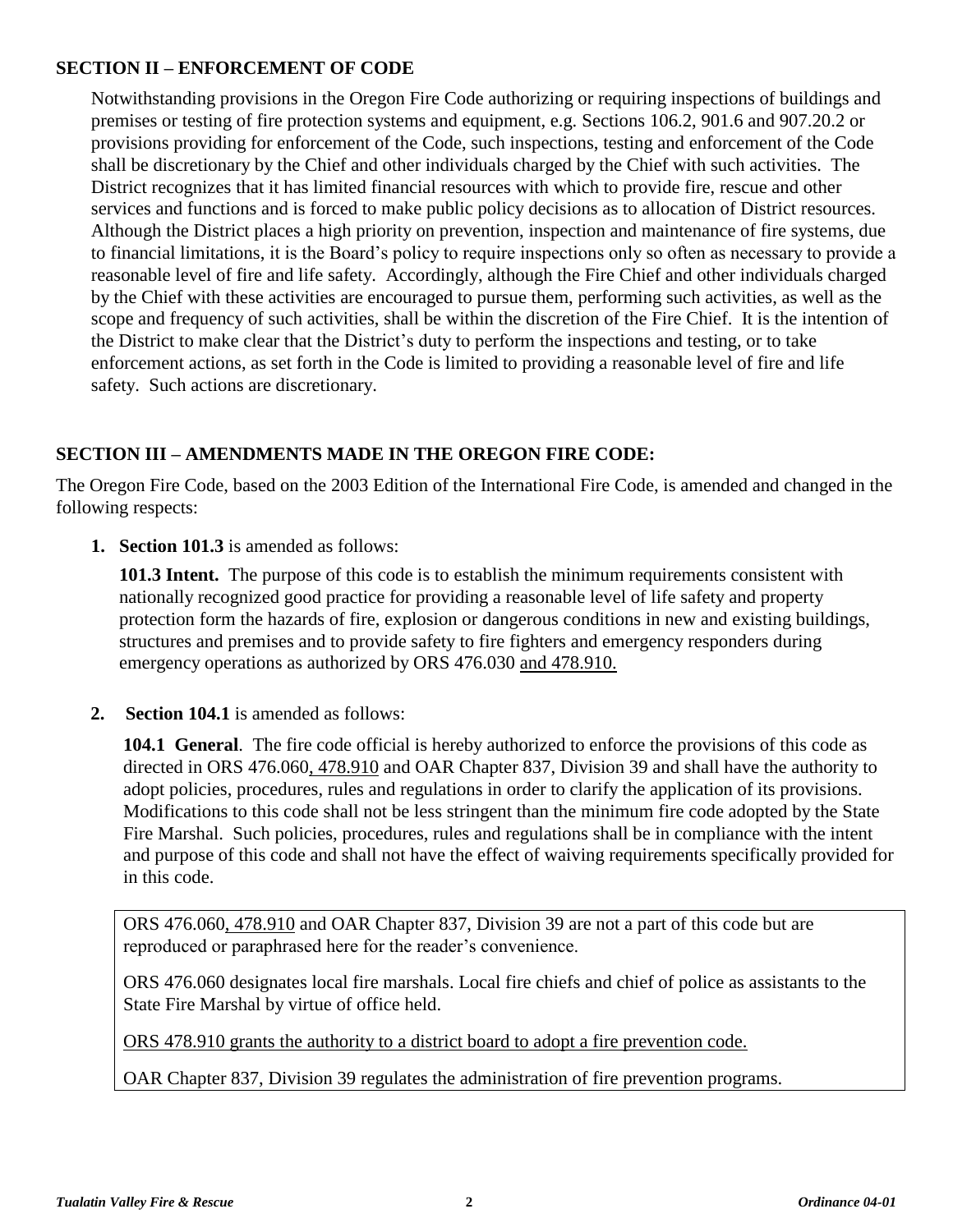## SECTION II – ENFORCEMENT OF CODE

Notwithstanding provisions in the Oregon Fire Code authorizing or requiring inspections of buildings and premises or testing of fire protection systems and equipment, e.g. Sections 106.2, 901.6 and 907.20.2 or provisions providing for enforcement of the Code, such inspections, testing and enforcement of the Code shall be discretionary by the Chief and other individuals charged by the Chief with such activities. The District recognizes that it has limited financial resources with which to provide fire, rescue and other services and functions and is forced to make public policy decisions as to allocation of District resources. Although the District places a high priority on prevention, inspection and maintenance of fire systems, due to financial limitations, it is the Board's policy to require inspections only so often as necessary to provide a reasonable level of fire and life safety. Accordingly, although the Fire Chief and other individuals charged by the Chief with these activities are encouraged to pursue them, performing such activities, as well as the scope and frequency of such activities, shall be within the discretion of the Fire Chief. It is the intention of the District to make clear that the District's duty to perform the inspections and testing, or to take enforcement actions, as set forth in the Code is limited to providing a reasonable level of fire and life safety. Such actions are discretionary.

## SECTION III – AMENDMENTS MADE IN THE OREGON FIRE CODE:

The Oregon Fire Code, based on the 2003 Edition of the International Fire Code, is amended and changed in the following respects:

1. **Section 101.3** is amended as follows:

   **101.3 Intent.** The purpose of this code is to establish the minimum requirements consistent with nationally recognized good practice for providing a reasonable level of life safety and property protection form the hazards of fire, explosion or dangerous conditions in new and existing buildings, structures and premises and to provide safety to fire fighters and emergency responders during emergency operations as authorized by ORS 476.030 <u>and 478.910.</u>

2. **Section 104.1** is amended as follows:

   **104.1 General**. The fire code official is hereby authorized to enforce the provisions of this code as directed in ORS 476.060<u>, 478.910</u> and OAR Chapter 837, Division 39 and shall have the authority to adopt policies, procedures, rules and regulations in order to clarify the application of its provisions. Modifications to this code shall not be less stringent than the minimum fire code adopted by the State Fire Marshal. Such policies, procedures, rules and regulations shall be in compliance with the intent and purpose of this code and shall not have the effect of waiving requirements specifically provided for in this code.

   > ORS 476.060<u>, 478.910</u> and OAR Chapter 837, Division 39 are not a part of this code but are reproduced or paraphrased here for the reader's convenience.
   >
   > ORS 476.060 designates local fire marshals. Local fire chiefs and chief of police as assistants to the State Fire Marshal by virtue of office held.
   >
   > <u>ORS 478.910 grants the authority to a district board to adopt a fire prevention code.</u>
   >
   > OAR Chapter 837, Division 39 regulates the administration of fire prevention programs.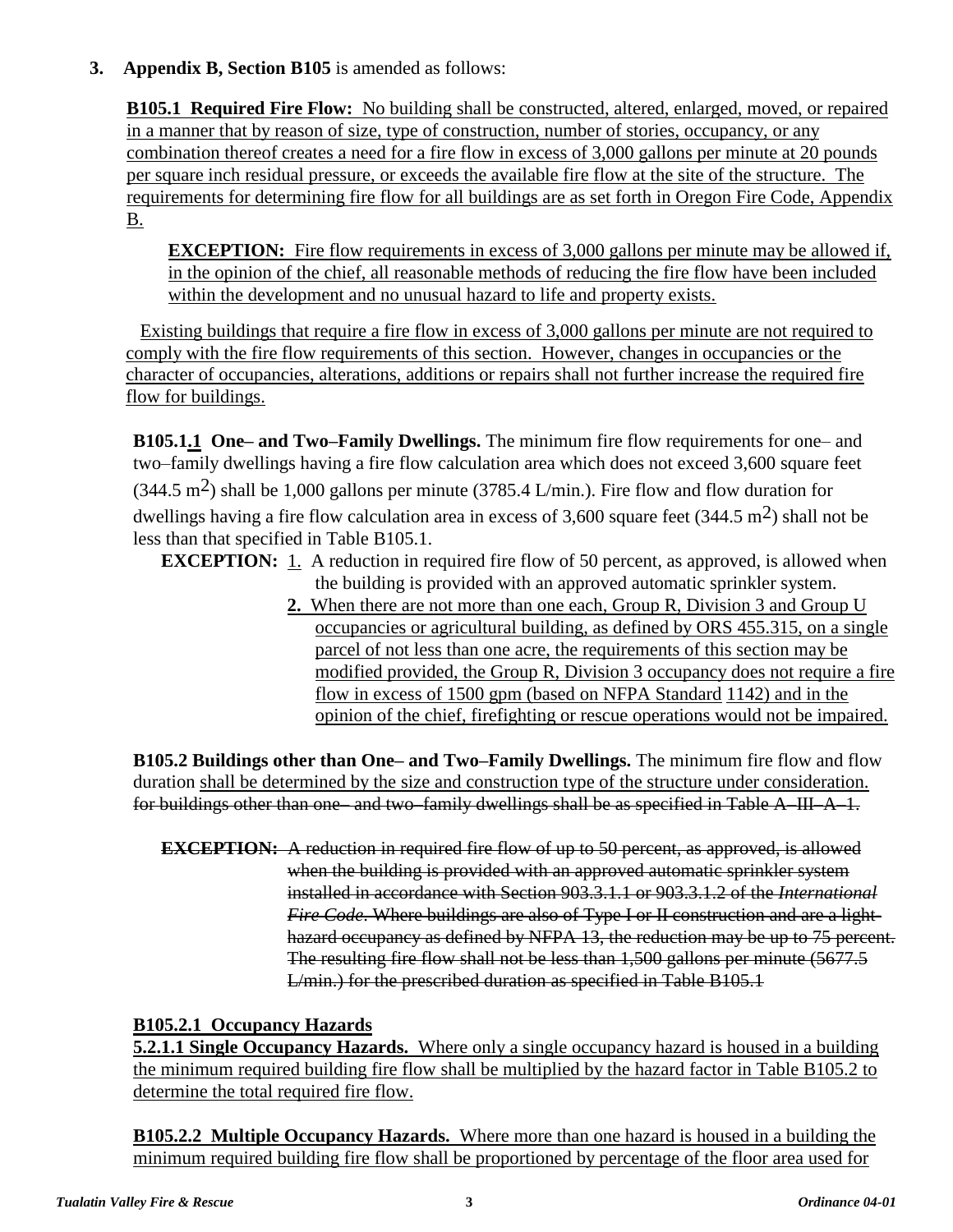**3. Appendix B, Section B105** is amended as follows:

**B105.1 Required Fire Flow:** No building shall be constructed, altered, enlarged, moved, or repaired in a manner that by reason of size, type of construction, number of stories, occupancy, or any combination thereof creates a need for a fire flow in excess of 3,000 gallons per minute at 20 pounds per square inch residual pressure, or exceeds the available fire flow at the site of the structure. The requirements for determining fire flow for all buildings are as set forth in Oregon Fire Code, Appendix B.

> **EXCEPTION:** Fire flow requirements in excess of 3,000 gallons per minute may be allowed if, in the opinion of the chief, all reasonable methods of reducing the fire flow have been included within the development and no unusual hazard to life and property exists.

Existing buildings that require a fire flow in excess of 3,000 gallons per minute are not required to comply with the fire flow requirements of this section. However, changes in occupancies or the character of occupancies, alterations, additions or repairs shall not further increase the required fire flow for buildings.

**B105.1.1 One– and Two–Family Dwellings.** The minimum fire flow requirements for one– and two–family dwellings having a fire flow calculation area which does not exceed 3,600 square feet (344.5 $m^2$) shall be 1,000 gallons per minute (3785.4 L/min.). Fire flow and flow duration for dwellings having a fire flow calculation area in excess of 3,600 square feet (344.5 $m^2$) shall not be less than that specified in Table B105.1.

**EXCEPTION:**
1. A reduction in required fire flow of 50 percent, as approved, is allowed when the building is provided with an approved automatic sprinkler system.
2. When there are not more than one each, Group R, Division 3 and Group U occupancies or agricultural building, as defined by ORS 455.315, on a single parcel of not less than one acre, the requirements of this section may be modified provided, the Group R, Division 3 occupancy does not require a fire flow in excess of 1500 gpm (based on NFPA Standard 1142) and in the opinion of the chief, firefighting or rescue operations would not be impaired.

**B105.2 Buildings other than One– and Two–Family Dwellings.** The minimum fire flow and flow duration shall be determined by the size and construction type of the structure under consideration. ~~for buildings other than one– and two–family dwellings shall be as specified in Table A–III–A–1.~~

> ~~**EXCEPTION:** A reduction in required fire flow of up to 50 percent, as approved, is allowed when the building is provided with an approved automatic sprinkler system installed in accordance with Section 903.3.1.1 or 903.3.1.2 of the *International Fire Code*. Where buildings are also of Type I or II construction and are a light-hazard occupancy as defined by NFPA 13, the reduction may be up to 75 percent. The resulting fire flow shall not be less than 1,500 gallons per minute (5677.5 L/min.) for the prescribed duration as specified in Table B105.1~~

**B105.2.1 Occupancy Hazards**

**5.2.1.1 Single Occupancy Hazards.** Where only a single occupancy hazard is housed in a building the minimum required building fire flow shall be multiplied by the hazard factor in Table B105.2 to determine the total required fire flow.

**B105.2.2 Multiple Occupancy Hazards.** Where more than one hazard is housed in a building the minimum required building fire flow shall be proportioned by percentage of the floor area used for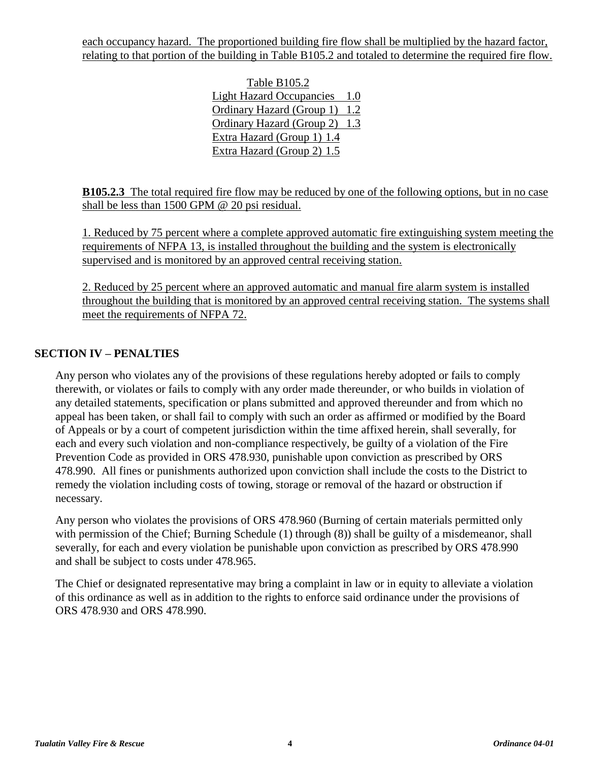each occupancy hazard. The proportioned building fire flow shall be multiplied by the hazard factor, relating to that portion of the building in Table B105.2 and totaled to determine the required fire flow.

Table B105.2

| Occupancy | Factor |
| --- | --- |
| Light Hazard Occupancies | 1.0 |
| Ordinary Hazard (Group 1) | 1.2 |
| Ordinary Hazard (Group 2) | 1.3 |
| Extra Hazard (Group 1) | 1.4 |
| Extra Hazard (Group 2) | 1.5 |

**B105.2.3** The total required fire flow may be reduced by one of the following options, but in no case shall be less than 1500 GPM @ 20 psi residual.

1. Reduced by 75 percent where a complete approved automatic fire extinguishing system meeting the requirements of NFPA 13, is installed throughout the building and the system is electronically supervised and is monitored by an approved central receiving station.

2. Reduced by 25 percent where an approved automatic and manual fire alarm system is installed throughout the building that is monitored by an approved central receiving station. The systems shall meet the requirements of NFPA 72.

## SECTION IV – PENALTIES

Any person who violates any of the provisions of these regulations hereby adopted or fails to comply therewith, or violates or fails to comply with any order made thereunder, or who builds in violation of any detailed statements, specification or plans submitted and approved thereunder and from which no appeal has been taken, or shall fail to comply with such an order as affirmed or modified by the Board of Appeals or by a court of competent jurisdiction within the time affixed herein, shall severally, for each and every such violation and non-compliance respectively, be guilty of a violation of the Fire Prevention Code as provided in ORS 478.930, punishable upon conviction as prescribed by ORS 478.990. All fines or punishments authorized upon conviction shall include the costs to the District to remedy the violation including costs of towing, storage or removal of the hazard or obstruction if necessary.

Any person who violates the provisions of ORS 478.960 (Burning of certain materials permitted only with permission of the Chief; Burning Schedule (1) through (8)) shall be guilty of a misdemeanor, shall severally, for each and every violation be punishable upon conviction as prescribed by ORS 478.990 and shall be subject to costs under 478.965.

The Chief or designated representative may bring a complaint in law or in equity to alleviate a violation of this ordinance as well as in addition to the rights to enforce said ordinance under the provisions of ORS 478.930 and ORS 478.990.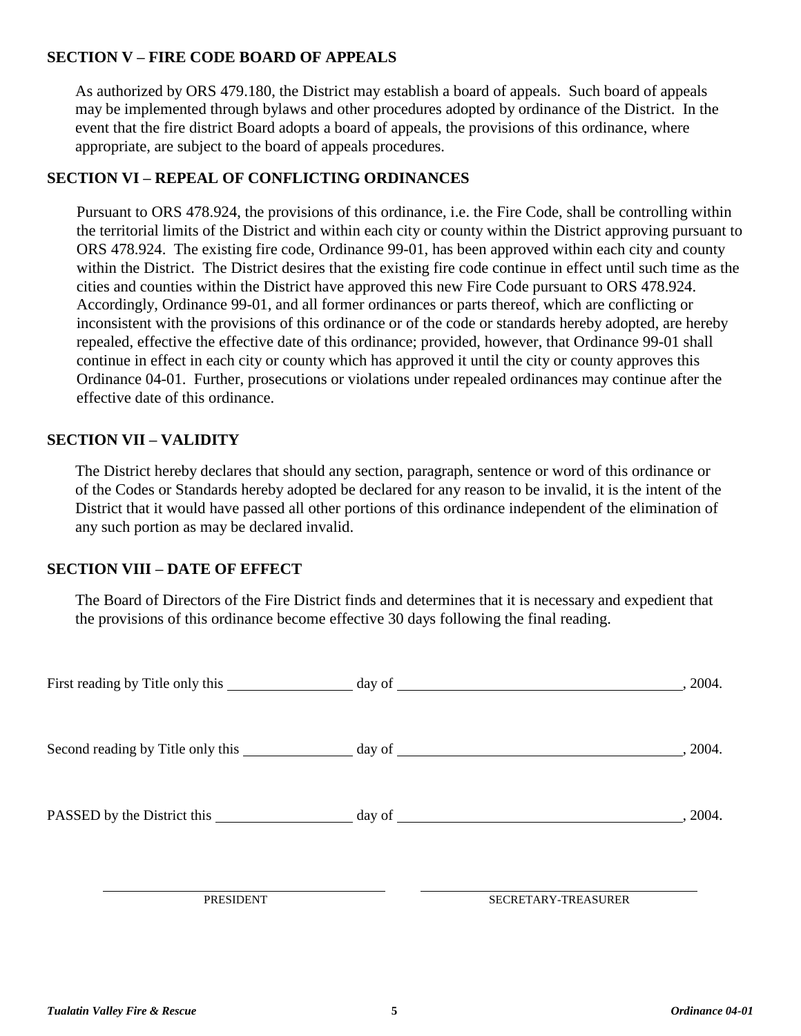## SECTION V – FIRE CODE BOARD OF APPEALS

As authorized by ORS 479.180, the District may establish a board of appeals. Such board of appeals may be implemented through bylaws and other procedures adopted by ordinance of the District. In the event that the fire district Board adopts a board of appeals, the provisions of this ordinance, where appropriate, are subject to the board of appeals procedures.

## SECTION VI – REPEAL OF CONFLICTING ORDINANCES

Pursuant to ORS 478.924, the provisions of this ordinance, i.e. the Fire Code, shall be controlling within the territorial limits of the District and within each city or county within the District approving pursuant to ORS 478.924. The existing fire code, Ordinance 99-01, has been approved within each city and county within the District. The District desires that the existing fire code continue in effect until such time as the cities and counties within the District have approved this new Fire Code pursuant to ORS 478.924. Accordingly, Ordinance 99-01, and all former ordinances or parts thereof, which are conflicting or inconsistent with the provisions of this ordinance or of the code or standards hereby adopted, are hereby repealed, effective the effective date of this ordinance; provided, however, that Ordinance 99-01 shall continue in effect in each city or county which has approved it until the city or county approves this Ordinance 04-01. Further, prosecutions or violations under repealed ordinances may continue after the effective date of this ordinance.

## SECTION VII – VALIDITY

The District hereby declares that should any section, paragraph, sentence or word of this ordinance or of the Codes or Standards hereby adopted be declared for any reason to be invalid, it is the intent of the District that it would have passed all other portions of this ordinance independent of the elimination of any such portion as may be declared invalid.

## SECTION VIII – DATE OF EFFECT

The Board of Directors of the Fire District finds and determines that it is necessary and expedient that the provisions of this ordinance become effective 30 days following the final reading.

First reading by Title only this ____________ day of ______________________________, 2004.

Second reading by Title only this ____________ day of ______________________________, 2004.

PASSED by the District this ____________ day of ______________________________, 2004.

______________________________ PRESIDENT

______________________________ SECRETARY-TREASURER